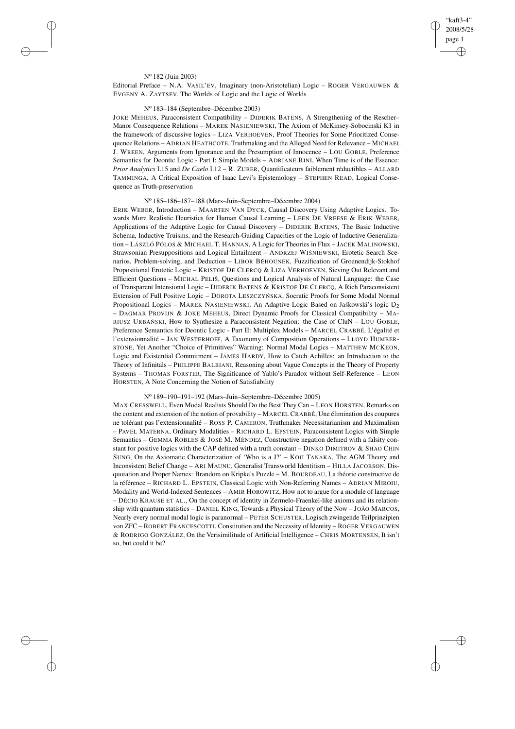N[o] 182 (Juin 2003)

Editorial Preface – N.A. VASIL'EV, Imaginary (non-Aristotelian) Logic – ROGER VERGAUWEN & EVGENY A. ZAYTSEV, The Worlds of Logic and the Logic of Worlds

N[o] 183–184 (Septembre–Décembre 2003)

JOKE MEHEUS, Paraconsistent Compatibility – DIDERIK BATENS, A Strengthening of the Rescher–Manor Consequence Relations – MAREK NASIENIEWSKI, The Axiom of McKinsey-Sobocinski K1 in the framework of discussive logics – LIZA VERHOEVEN, Proof Theories for Some Prioritized Consequence Relations – ADRIAN HEATHCOTE, Truthmaking and the Alleged Need for Relevance – MICHAEL J. WREEN, Arguments from Ignorance and the Presumption of Innocence – LOU GOBLE, Preference Semantics for Deontic Logic - Part I: Simple Models – ADRIANE RINI, When Time is of the Essence: *Prior Analytics* I.15 and *De Caelo* I.12 – R. ZUBER, Quantificateurs faiblement réductibles – ALLARD TAMMINGA, A Critical Exposition of Isaac Levi's Epistemology – STEPHEN READ, Logical Consequence as Truth-preservation

N[o] 185–186–187–188 (Mars–Juin–Septembre–Décembre 2004)

ERIK WEBER, Introduction – MAARTEN VAN DYCK, Causal Discovery Using Adaptive Logics. Towards More Realistic Heuristics for Human Causal Learning – LEEN DE VREESE & ERIK WEBER, Applications of the Adaptive Logic for Causal Discovery – DIDERIK BATENS, The Basic Inductive Schema, Inductive Truisms, and the Research-Guiding Capacities of the Logic of Inductive Generalization – LÁSZLÓ PÓLOS & MICHAEL T. HANNAN, A Logic for Theories in Flux – JACEK MALINOWSKI, Strawsonian Presuppositions and Logical Entailment – ANDRZEJ WIŚNIEWSKI, Erotetic Search Scenarios, Problem-solving, and Deduction – LIBOR BĚHOUNEK, Fuzzification of Groenendijk-Stokhof Propositional Erotetic Logic – KRISTOF DE CLERCQ & LIZA VERHOEVEN, Sieving Out Relevant and Efficient Questions – MICHAL PELIŠ, Questions and Logical Analysis of Natural Language: the Case of Transparent Intensional Logic – DIDERIK BATENS & KRISTOF DE CLERCQ, A Rich Paraconsistent Extension of Full Positive Logic – DOROTA LESZCZYŃSKA, Socratic Proofs for Some Modal Normal Propositional Logics – MAREK NASIENIEWSKI, An Adaptive Logic Based on Jaśkowski's logic $D_2$ – DAGMAR PROVIJN & JOKE MEHEUS, Direct Dynamic Proofs for Classical Compatibility – MARIUSZ URBAŃSKI, How to Synthesize a Paraconsistent Negation: the Case of CluN – LOU GOBLE, Preference Semantics for Deontic Logic - Part II: Multiplex Models – MARCEL CRABBÉ, L'égalité et l'extensionnalité – JAN WESTERHOFF, A Taxonomy of Composition Operations – LLOYD HUMBERSTONE, Yet Another "Choice of Primitives" Warning: Normal Modal Logics – MATTHEW MCKEON, Logic and Existential Commitment – JAMES HARDY, How to Catch Achilles: an Introduction to the Theory of Infinitals – PHILIPPE BALBIANI, Reasoning about Vague Concepts in the Theory of Property Systems – THOMAS FORSTER, The Significance of Yablo's Paradox without Self-Reference – LEON HORSTEN, A Note Concerning the Notion of Satisfiability

N[o] 189–190–191–192 (Mars–Juin–Septembre–Décembre 2005)

MAX CRESSWELL, Even Modal Realists Should Do the Best They Can – LEON HORSTEN, Remarks on the content and extension of the notion of provability – MARCEL CRABBÉ, Une élimination des coupures ne tolérant pas l'extensionnalité – ROSS P. CAMERON, Truthmaker Necessitarianism and Maximalism – PAVEL MATERNA, Ordinary Modalities – RICHARD L. EPSTEIN, Paraconsistent Logics with Simple Semantics – GEMMA ROBLES & JOSÉ M. MÉNDEZ, Constructive negation defined with a falsity constant for positive logics with the CAP defined with a truth constant – DINKO DIMITROV & SHAO CHIN SUNG, On the Axiomatic Characterization of 'Who is a J?' – KOJI TANAKA, The AGM Theory and Inconsistent Belief Change – ARI MAUNU, Generalist Transworld Identitism – HILLA JACOBSON, Disquotation and Proper Names: Brandom on Kripke's Puzzle – M. BOURDEAU, La théorie constructive de la référence – RICHARD L. EPSTEIN, Classical Logic with Non-Referring Names – ADRIAN MIROIU, Modality and World-Indexed Sentences – AMIR HOROWITZ, How not to argue for a module of language – DÉCIO KRAUSE ET AL., On the concept of identity in Zermelo-Fraenkel-like axioms and its relationship with quantum statistics – DANIEL KING, Towards a Physical Theory of the Now – JOÃO MARCOS, Nearly every normal modal logic is paranormal – PETER SCHUSTER, Logisch zwingende Teilprinzipien von ZFC – ROBERT FRANCESCOTTI, Constitution and the Necessity of Identity – ROGER VERGAUWEN & RODRIGO GONZÁLEZ, On the Verisimilitude of Artificial Intelligence – CHRIS MORTENSEN, It isn't so, but could it be?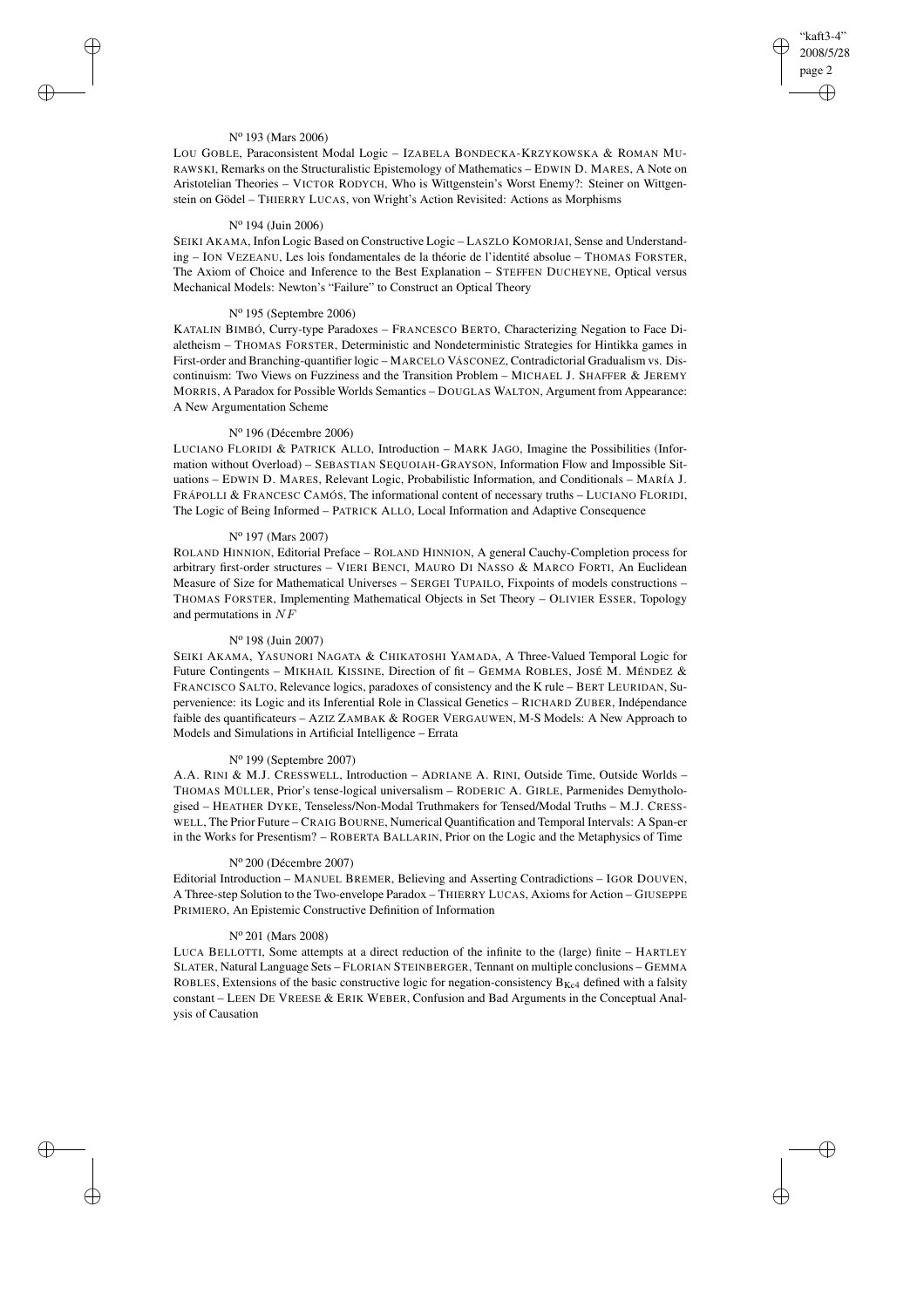N° 193 (Mars 2006)

LOU GOBLE, Paraconsistent Modal Logic – IZABELA BONDECKA-KRZYKOWSKA & ROMAN MURAWSKI, Remarks on the Structuralistic Epistemology of Mathematics – EDWIN D. MARES, A Note on Aristotelian Theories – VICTOR RODYCH, Who is Wittgenstein's Worst Enemy?: Steiner on Wittgenstein on Gödel – THIERRY LUCAS, von Wright's Action Revisited: Actions as Morphisms

N° 194 (Juin 2006)

SEIKI AKAMA, Infon Logic Based on Constructive Logic – LASZLO KOMORJAI, Sense and Understanding – ION VEZEANU, Les lois fondamentales de la théorie de l'identité absolue – THOMAS FORSTER, The Axiom of Choice and Inference to the Best Explanation – STEFFEN DUCHEYNE, Optical versus Mechanical Models: Newton's "Failure" to Construct an Optical Theory

N° 195 (Septembre 2006)

KATALIN BIMBÓ, Curry-type Paradoxes – FRANCESCO BERTO, Characterizing Negation to Face Dialetheism – THOMAS FORSTER, Deterministic and Nondeterministic Strategies for Hintikka games in First-order and Branching-quantifier logic – MARCELO VÁSCONEZ, Contradictorial Gradualism vs. Discontinuism: Two Views on Fuzziness and the Transition Problem – MICHAEL J. SHAFFER & JEREMY MORRIS, A Paradox for Possible Worlds Semantics – DOUGLAS WALTON, Argument from Appearance: A New Argumentation Scheme

N° 196 (Décembre 2006)

LUCIANO FLORIDI & PATRICK ALLO, Introduction – MARK JAGO, Imagine the Possibilities (Information without Overload) – SEBASTIAN SEQUOIAH-GRAYSON, Information Flow and Impossible Situations – EDWIN D. MARES, Relevant Logic, Probabilistic Information, and Conditionals – MARÍA J. FRÁPOLLI & FRANCESC CAMÓS, The informational content of necessary truths – LUCIANO FLORIDI, The Logic of Being Informed – PATRICK ALLO, Local Information and Adaptive Consequence

N° 197 (Mars 2007)

ROLAND HINNION, Editorial Preface – ROLAND HINNION, A general Cauchy-Completion process for arbitrary first-order structures – VIERI BENCI, MAURO DI NASSO & MARCO FORTI, An Euclidean Measure of Size for Mathematical Universes – SERGEI TUPAILO, Fixpoints of models constructions – THOMAS FORSTER, Implementing Mathematical Objects in Set Theory – OLIVIER ESSER, Topology and permutations in $NF$

N° 198 (Juin 2007)

SEIKI AKAMA, YASUNORI NAGATA & CHIKATOSHI YAMADA, A Three-Valued Temporal Logic for Future Contingents – MIKHAIL KISSINE, Direction of fit – GEMMA ROBLES, JOSÉ M. MÉNDEZ & FRANCISCO SALTO, Relevance logics, paradoxes of consistency and the K rule – BERT LEURIDAN, Supervenience: its Logic and its Inferential Role in Classical Genetics – RICHARD ZUBER, Indépendance faible des quantificateurs – AZIZ ZAMBAK & ROGER VERGAUWEN, M-S Models: A New Approach to Models and Simulations in Artificial Intelligence – Errata

N° 199 (Septembre 2007)

A.A. RINI & M.J. CRESSWELL, Introduction – ADRIANE A. RINI, Outside Time, Outside Worlds – THOMAS MÜLLER, Prior's tense-logical universalism – RODERIC A. GIRLE, Parmenides Demythologised – HEATHER DYKE, Tenseless/Non-Modal Truthmakers for Tensed/Modal Truths – M.J. CRESSWELL, The Prior Future – CRAIG BOURNE, Numerical Quantification and Temporal Intervals: A Span-er in the Works for Presentism? – ROBERTA BALLARIN, Prior on the Logic and the Metaphysics of Time

N° 200 (Décembre 2007)

Editorial Introduction – MANUEL BREMER, Believing and Asserting Contradictions – IGOR DOUVEN, A Three-step Solution to the Two-envelope Paradox – THIERRY LUCAS, Axioms for Action – GIUSEPPE PRIMIERO, An Epistemic Constructive Definition of Information

N° 201 (Mars 2008)

LUCA BELLOTTI, Some attempts at a direct reduction of the infinite to the (large) finite – HARTLEY SLATER, Natural Language Sets – FLORIAN STEINBERGER, Tennant on multiple conclusions – GEMMA ROBLES, Extensions of the basic constructive logic for negation-consistency $B_{Kc4}$ defined with a falsity constant – LEEN DE VREESE & ERIK WEBER, Confusion and Bad Arguments in the Conceptual Analysis of Causation